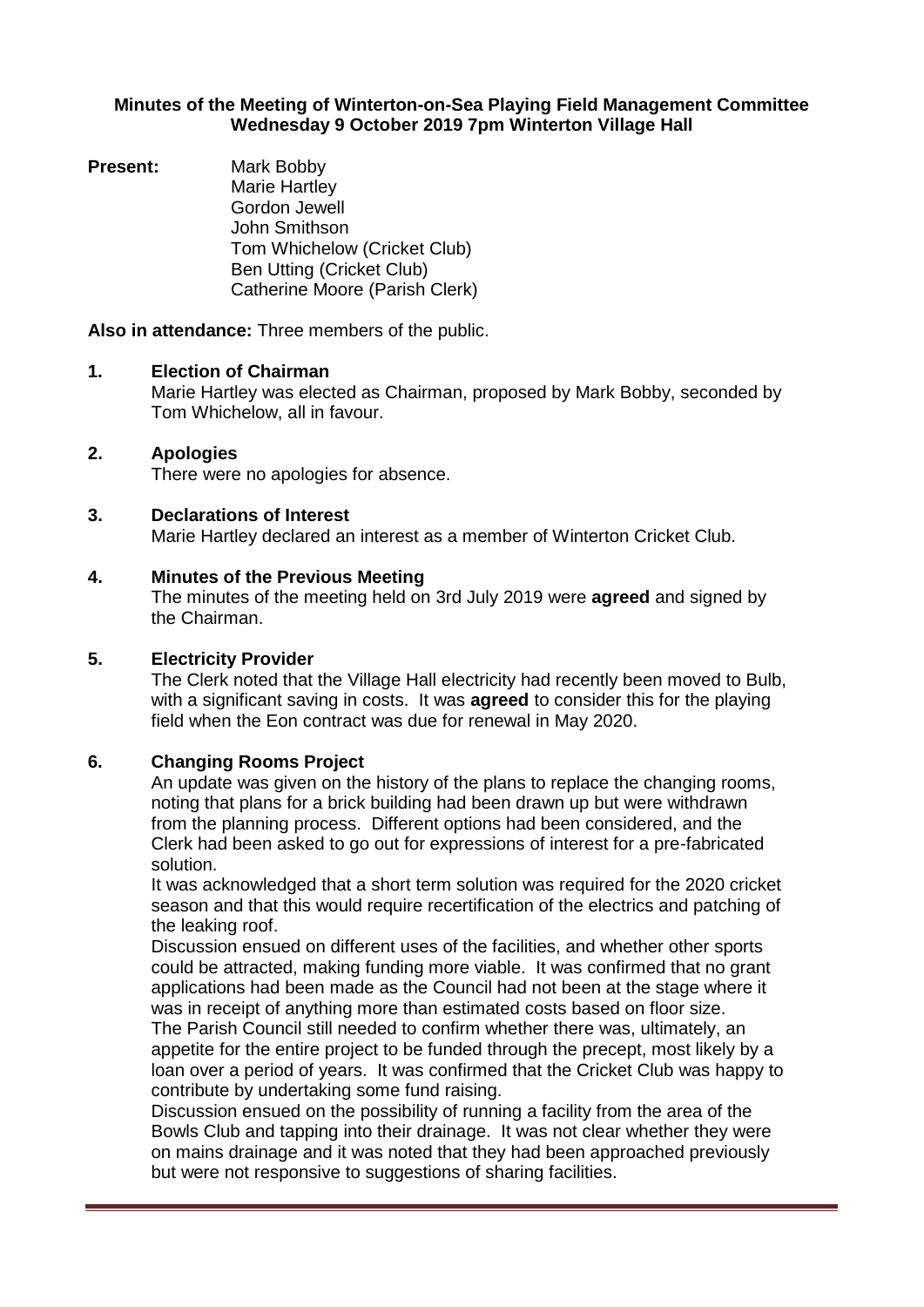**Minutes of the Meeting of Winterton-on-Sea Playing Field Management Committee Wednesday 9 October 2019 7pm Winterton Village Hall**

**Present:** Mark Bobby
Marie Hartley
Gordon Jewell
John Smithson
Tom Whichelow (Cricket Club)
Ben Utting (Cricket Club)
Catherine Moore (Parish Clerk)

**Also in attendance:** Three members of the public.

**1. Election of Chairman**

Marie Hartley was elected as Chairman, proposed by Mark Bobby, seconded by Tom Whichelow, all in favour.

**2. Apologies**

There were no apologies for absence.

**3. Declarations of Interest**

Marie Hartley declared an interest as a member of Winterton Cricket Club.

**4. Minutes of the Previous Meeting**

The minutes of the meeting held on 3rd July 2019 were **agreed** and signed by the Chairman.

**5. Electricity Provider**

The Clerk noted that the Village Hall electricity had recently been moved to Bulb, with a significant saving in costs. It was **agreed** to consider this for the playing field when the Eon contract was due for renewal in May 2020.

**6. Changing Rooms Project**

An update was given on the history of the plans to replace the changing rooms, noting that plans for a brick building had been drawn up but were withdrawn from the planning process. Different options had been considered, and the Clerk had been asked to go out for expressions of interest for a pre-fabricated solution.

It was acknowledged that a short term solution was required for the 2020 cricket season and that this would require recertification of the electrics and patching of the leaking roof.

Discussion ensued on different uses of the facilities, and whether other sports could be attracted, making funding more viable. It was confirmed that no grant applications had been made as the Council had not been at the stage where it was in receipt of anything more than estimated costs based on floor size.

The Parish Council still needed to confirm whether there was, ultimately, an appetite for the entire project to be funded through the precept, most likely by a loan over a period of years. It was confirmed that the Cricket Club was happy to contribute by undertaking some fund raising.

Discussion ensued on the possibility of running a facility from the area of the Bowls Club and tapping into their drainage. It was not clear whether they were on mains drainage and it was noted that they had been approached previously but were not responsive to suggestions of sharing facilities.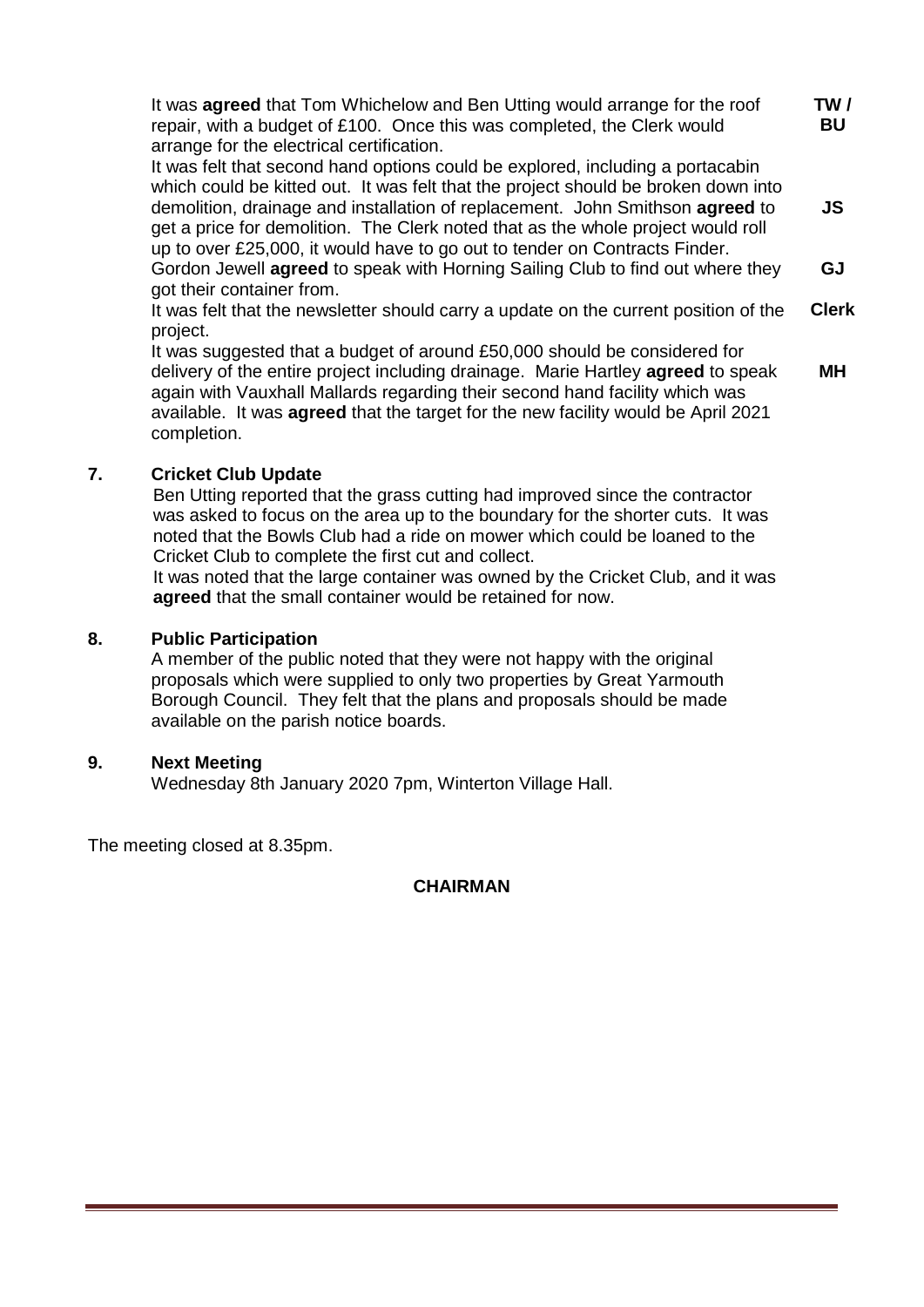| | |
|---|---|
| It was **agreed** that Tom Whichelow and Ben Utting would arrange for the roof repair, with a budget of £100. Once this was completed, the Clerk would arrange for the electrical certification. | **TW / BU** |
| It was felt that second hand options could be explored, including a portacabin which could be kitted out. It was felt that the project should be broken down into demolition, drainage and installation of replacement. John Smithson **agreed** to get a price for demolition. The Clerk noted that as the whole project would roll up to over £25,000, it would have to go out to tender on Contracts Finder. | **JS** |
| Gordon Jewell **agreed** to speak with Horning Sailing Club to find out where they got their container from. | **GJ** |
| It was felt that the newsletter should carry a update on the current position of the project. | **Clerk** |
| It was suggested that a budget of around £50,000 should be considered for delivery of the entire project including drainage. Marie Hartley **agreed** to speak again with Vauxhall Mallards regarding their second hand facility which was available. It was **agreed** that the target for the new facility would be April 2021 completion. | **MH** |

## 7. Cricket Club Update

Ben Utting reported that the grass cutting had improved since the contractor was asked to focus on the area up to the boundary for the shorter cuts. It was noted that the Bowls Club had a ride on mower which could be loaned to the Cricket Club to complete the first cut and collect.

It was noted that the large container was owned by the Cricket Club, and it was **agreed** that the small container would be retained for now.

## 8. Public Participation

A member of the public noted that they were not happy with the original proposals which were supplied to only two properties by Great Yarmouth Borough Council. They felt that the plans and proposals should be made available on the parish notice boards.

## 9. Next Meeting

Wednesday 8th January 2020 7pm, Winterton Village Hall.

The meeting closed at 8.35pm.

**CHAIRMAN**